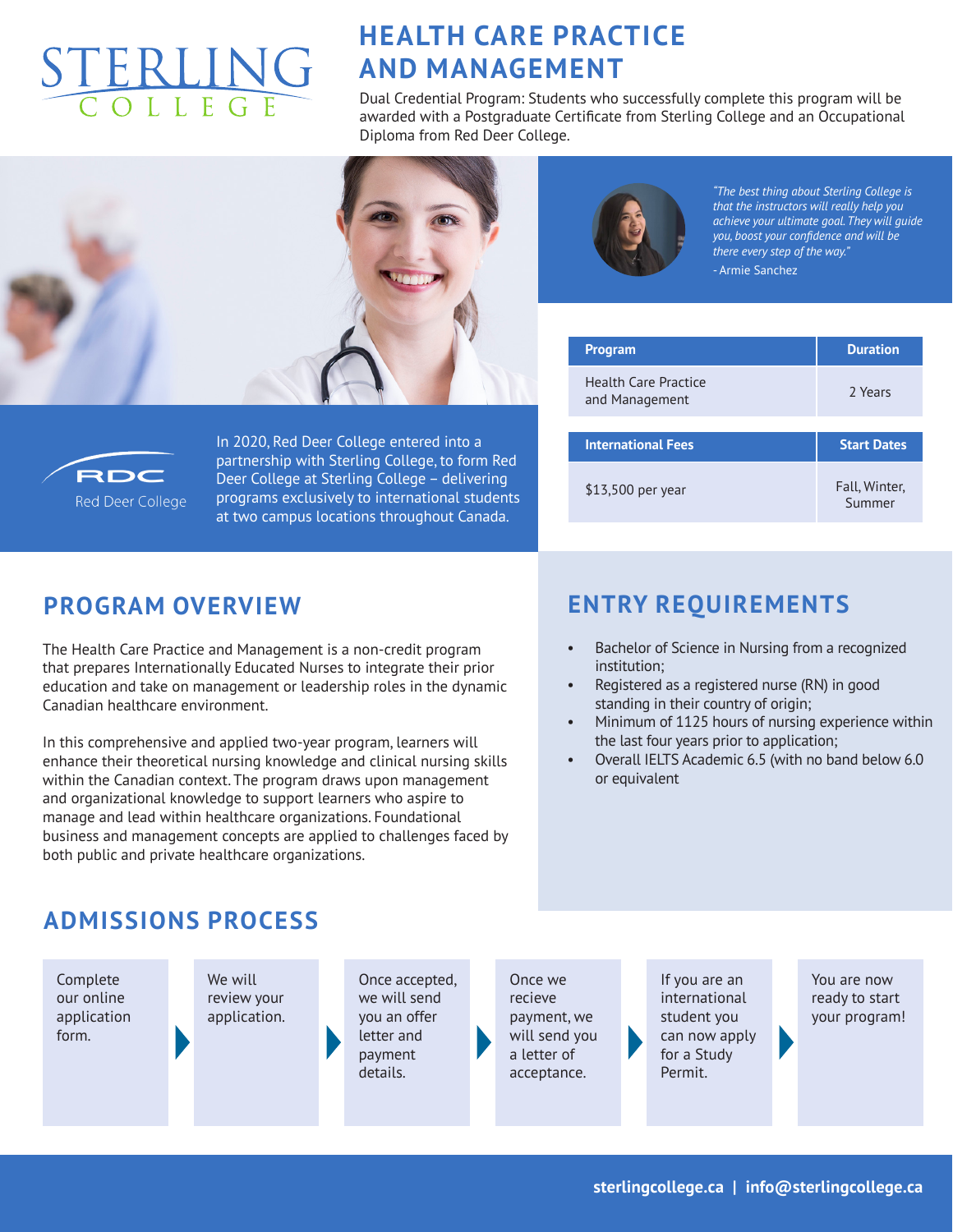STERLING COLLEGE

# HEALTH CARE PRACTICE AND MANAGEMENT

Dual Credential Program: Students who successfully complete this program will be awarded with a Postgraduate Certificate from Sterling College and an Occupational Diploma from Red Deer College.

*"The best thing about Sterling College is that the instructors will really help you achieve your ultimate goal. They will guide you, boost your confidence and will be there every step of the way."*

- Armie Sanchez

RDC Red Deer College

In 2020, Red Deer College entered into a partnership with Sterling College, to form Red Deer College at Sterling College – delivering programs exclusively to international students at two campus locations throughout Canada.

| Program | Duration |
|---|---|
| Health Care Practice and Management | 2 Years |

| International Fees | Start Dates |
|---|---|
| $13,500 per year | Fall, Winter, Summer |

## PROGRAM OVERVIEW

The Health Care Practice and Management is a non-credit program that prepares Internationally Educated Nurses to integrate their prior education and take on management or leadership roles in the dynamic Canadian healthcare environment.

In this comprehensive and applied two-year program, learners will enhance their theoretical nursing knowledge and clinical nursing skills within the Canadian context. The program draws upon management and organizational knowledge to support learners who aspire to manage and lead within healthcare organizations. Foundational business and management concepts are applied to challenges faced by both public and private healthcare organizations.

## ENTRY REQUIREMENTS

- Bachelor of Science in Nursing from a recognized institution;
- Registered as a registered nurse (RN) in good standing in their country of origin;
- Minimum of 1125 hours of nursing experience within the last four years prior to application;
- Overall IELTS Academic 6.5 (with no band below 6.0 or equivalent

## ADMISSIONS PROCESS

1. Complete our online application form.
2. We will review your application.
3. Once accepted, we will send you an offer letter and payment details.
4. Once we recieve payment, we will send you a letter of acceptance.
5. If you are an international student you can now apply for a Study Permit.
6. You are now ready to start your program!

**sterlingcollege.ca | info@sterlingcollege.ca**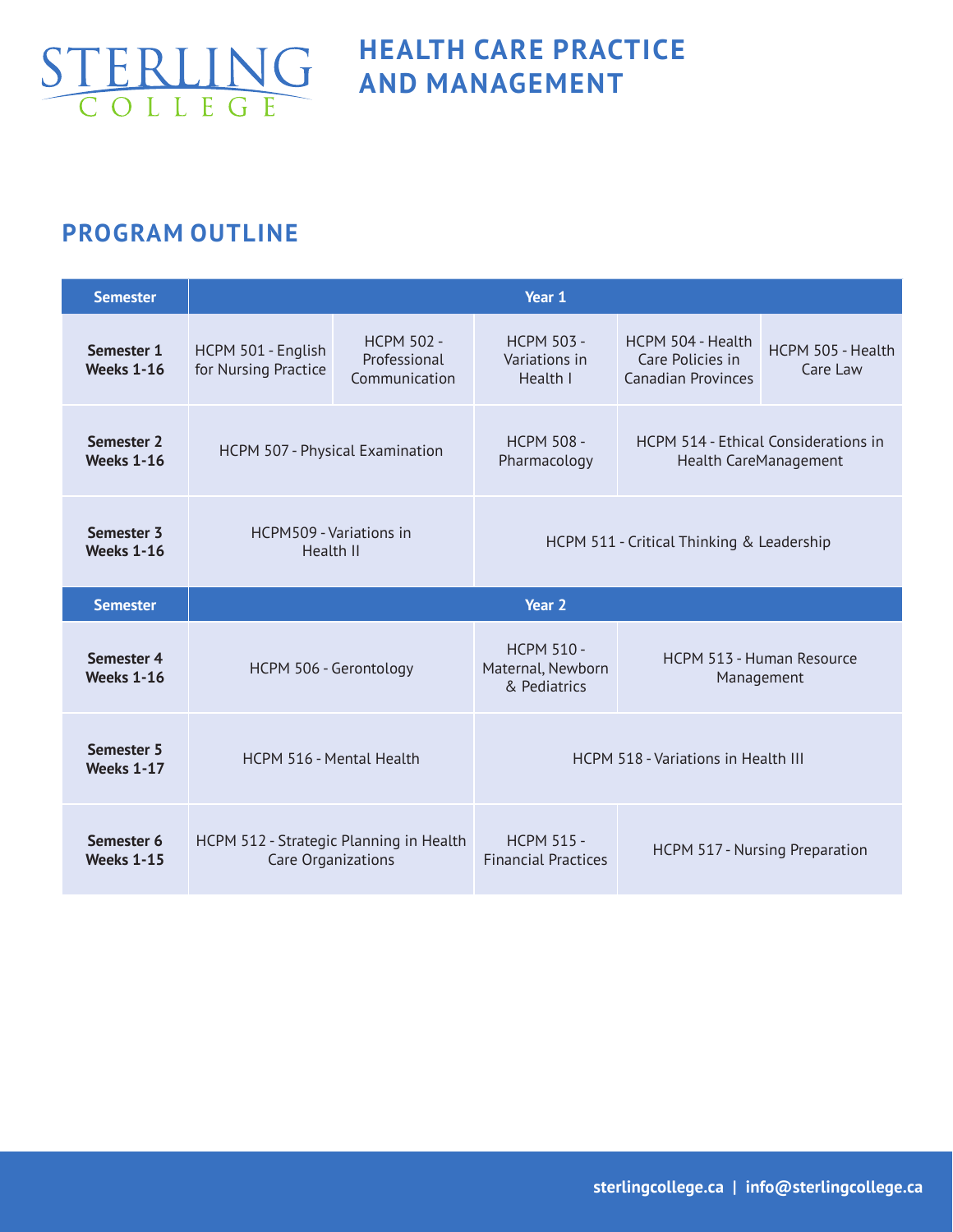# STERLING COLLEGE

# HEALTH CARE PRACTICE AND MANAGEMENT

## PROGRAM OUTLINE

| Semester | Year 1 | | | | |
|---|---|---|---|---|---|
| **Semester 1 Weeks 1-16** | HCPM 501 - English for Nursing Practice | HCPM 502 - Professional Communication | HCPM 503 - Variations in Health I | HCPM 504 - Health Care Policies in Canadian Provinces | HCPM 505 - Health Care Law |
| **Semester 2 Weeks 1-16** | HCPM 507 - Physical Examination | | HCPM 508 - Pharmacology | HCPM 514 - Ethical Considerations in Health CareManagement | |
| **Semester 3 Weeks 1-16** | HCPM509 - Variations in Health II | | HCPM 511 - Critical Thinking & Leadership | | |
| **Semester** | **Year 2** | | | | |
| **Semester 4 Weeks 1-16** | HCPM 506 - Gerontology | | HCPM 510 - Maternal, Newborn & Pediatrics | HCPM 513 - Human Resource Management | |
| **Semester 5 Weeks 1-17** | HCPM 516 - Mental Health | | HCPM 518 - Variations in Health III | | |
| **Semester 6 Weeks 1-15** | HCPM 512 - Strategic Planning in Health Care Organizations | | HCPM 515 - Financial Practices | HCPM 517 - Nursing Preparation | |

sterlingcollege.ca | info@sterlingcollege.ca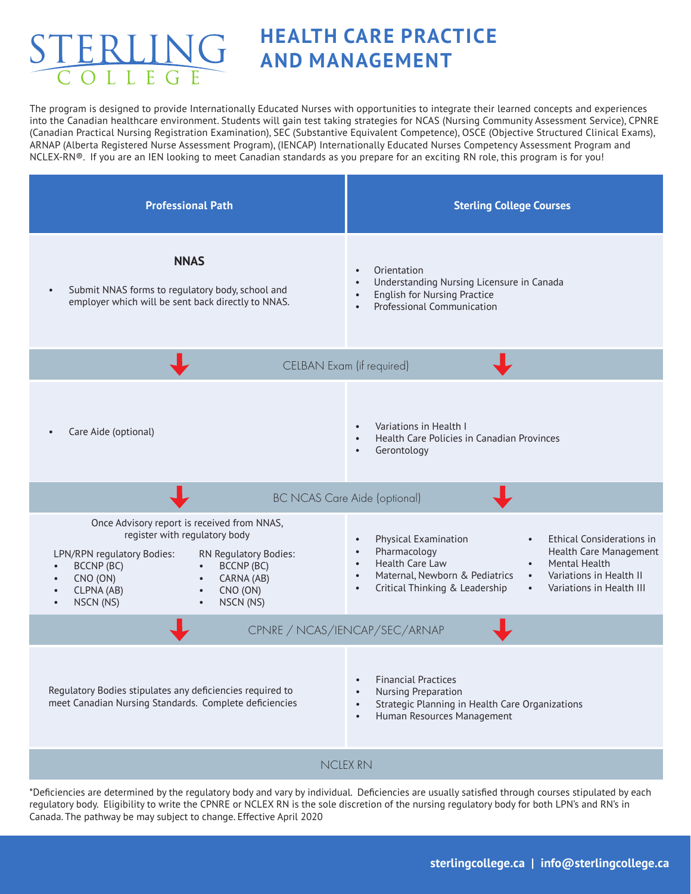STERLING COLLEGE

# HEALTH CARE PRACTICE AND MANAGEMENT

The program is designed to provide Internationally Educated Nurses with opportunities to integrate their learned concepts and experiences into the Canadian healthcare environment. Students will gain test taking strategies for NCAS (Nursing Community Assessment Service), CPNRE (Canadian Practical Nursing Registration Examination), SEC (Substantive Equivalent Competence), OSCE (Objective Structured Clinical Exams), ARNAP (Alberta Registered Nurse Assessment Program), (IENCAP) Internationally Educated Nurses Competency Assessment Program and NCLEX-RN®. If you are an IEN looking to meet Canadian standards as you prepare for an exciting RN role, this program is for you!

| Professional Path | Sterling College Courses |
| --- | --- |
| **NNAS**<br>• Submit NNAS forms to regulatory body, school and employer which will be sent back directly to NNAS. | • Orientation<br>• Understanding Nursing Licensure in Canada<br>• English for Nursing Practice<br>• Professional Communication |
| ↓ CELBAN Exam (if required) ↓ | |
| • Care Aide (optional) | • Variations in Health I<br>• Health Care Policies in Canadian Provinces<br>• Gerontology |
| ↓ BC NCAS Care Aide (optional) ↓ | |
| Once Advisory report is received from NNAS, register with regulatory body<br>LPN/RPN regulatory Bodies:<br>• BCCNP (BC)<br>• CNO (ON)<br>• CLPNA (AB)<br>• NSCN (NS)<br>RN Regulatory Bodies:<br>• BCCNP (BC)<br>• CARNA (AB)<br>• CNO (ON)<br>• NSCN (NS) | • Physical Examination<br>• Pharmacology<br>• Health Care Law<br>• Maternal, Newborn & Pediatrics<br>• Critical Thinking & Leadership<br>• Ethical Considerations in Health Care Management<br>• Mental Health<br>• Variations in Health II<br>• Variations in Health III |
| ↓ CPNRE / NCAS/IENCAP/SEC/ARNAP ↓ | |
| Regulatory Bodies stipulates any deficiencies required to meet Canadian Nursing Standards. Complete deficiencies | • Financial Practices<br>• Nursing Preparation<br>• Strategic Planning in Health Care Organizations<br>• Human Resources Management |
| NCLEX RN | |

*Deficiencies are determined by the regulatory body and vary by individual. Deficiencies are usually satisfied through courses stipulated by each regulatory body. Eligibility to write the CPNRE or NCLEX RN is the sole discretion of the nursing regulatory body for both LPN's and RN's in Canada. The pathway be may subject to change. Effective April 2020

sterlingcollege.ca | info@sterlingcollege.ca